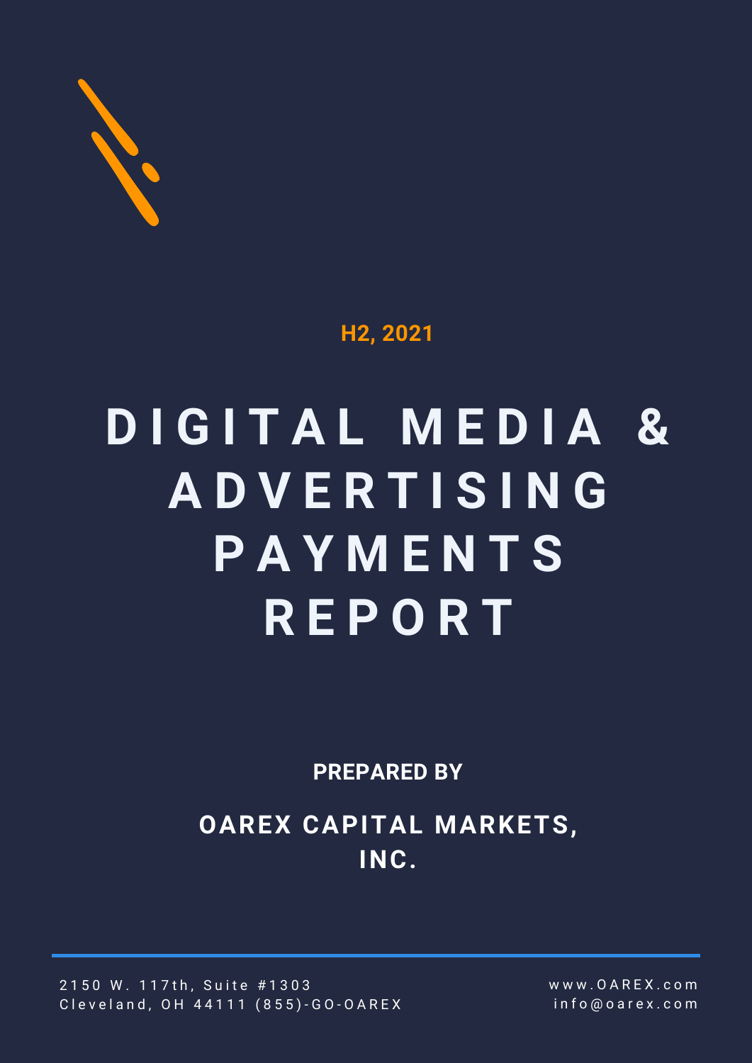H2, 2021

# DIGITAL MEDIA & ADVERTISING PAYMENTS REPORT

**PREPARED BY**

**OAREX CAPITAL MARKETS, INC.**

2150 W. 117th, Suite #1303
Cleveland, OH 44111 (855)-GO-OAREX

www.OAREX.com
info@oarex.com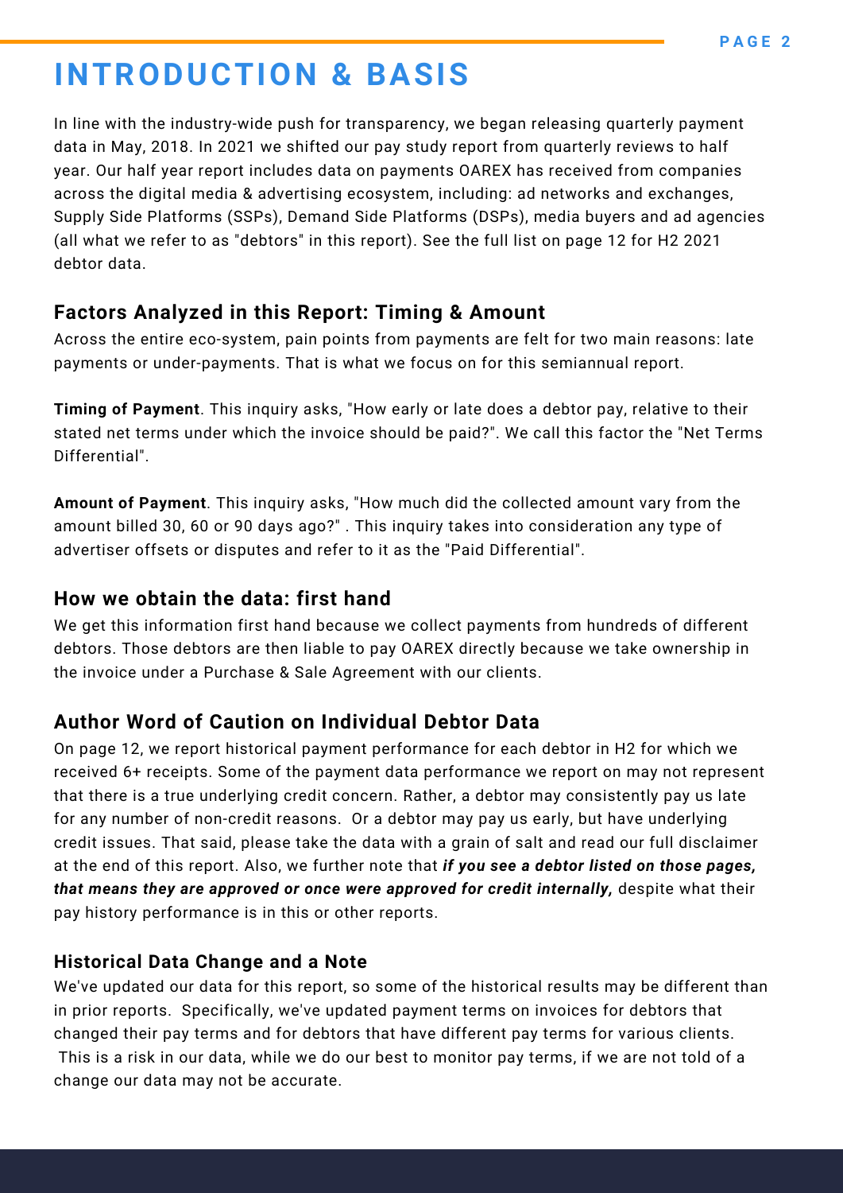# INTRODUCTION & BASIS

In line with the industry-wide push for transparency, we began releasing quarterly payment data in May, 2018. In 2021 we shifted our pay study report from quarterly reviews to half year. Our half year report includes data on payments OAREX has received from companies across the digital media & advertising ecosystem, including: ad networks and exchanges, Supply Side Platforms (SSPs), Demand Side Platforms (DSPs), media buyers and ad agencies (all what we refer to as "debtors" in this report). See the full list on page 12 for H2 2021 debtor data.

## Factors Analyzed in this Report: Timing & Amount

Across the entire eco-system, pain points from payments are felt for two main reasons: late payments or under-payments. That is what we focus on for this semiannual report.

**Timing of Payment**. This inquiry asks, "How early or late does a debtor pay, relative to their stated net terms under which the invoice should be paid?". We call this factor the "Net Terms Differential".

**Amount of Payment**. This inquiry asks, "How much did the collected amount vary from the amount billed 30, 60 or 90 days ago?" . This inquiry takes into consideration any type of advertiser offsets or disputes and refer to it as the "Paid Differential".

## How we obtain the data: first hand

We get this information first hand because we collect payments from hundreds of different debtors. Those debtors are then liable to pay OAREX directly because we take ownership in the invoice under a Purchase & Sale Agreement with our clients.

## Author Word of Caution on Individual Debtor Data

On page 12, we report historical payment performance for each debtor in H2 for which we received 6+ receipts. Some of the payment data performance we report on may not represent that there is a true underlying credit concern. Rather, a debtor may consistently pay us late for any number of non-credit reasons. Or a debtor may pay us early, but have underlying credit issues. That said, please take the data with a grain of salt and read our full disclaimer at the end of this report. Also, we further note that ***if you see a debtor listed on those pages, that means they are approved or once were approved for credit internally,*** despite what their pay history performance is in this or other reports.

## Historical Data Change and a Note

We've updated our data for this report, so some of the historical results may be different than in prior reports. Specifically, we've updated payment terms on invoices for debtors that changed their pay terms and for debtors that have different pay terms for various clients. This is a risk in our data, while we do our best to monitor pay terms, if we are not told of a change our data may not be accurate.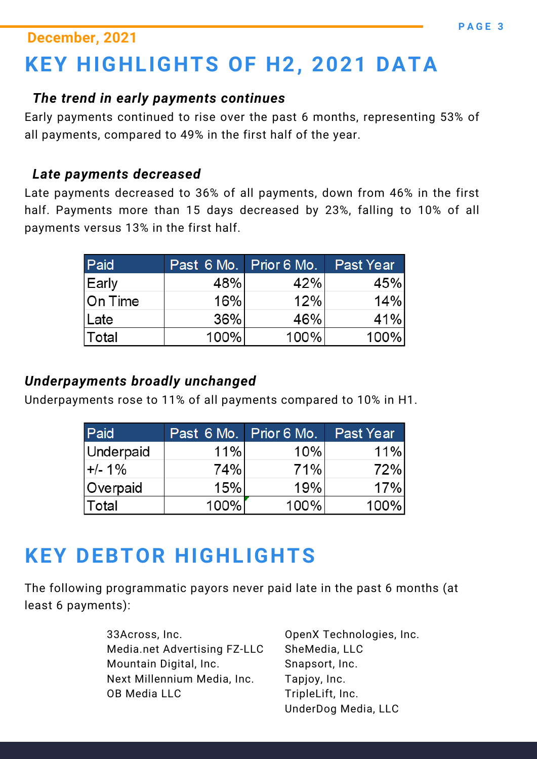December, 2021

# KEY HIGHLIGHTS OF H2, 2021 DATA

### *The trend in early payments continues*

Early payments continued to rise over the past 6 months, representing 53% of all payments, compared to 49% in the first half of the year.

### *Late payments decreased*

Late payments decreased to 36% of all payments, down from 46% in the first half. Payments more than 15 days decreased by 23%, falling to 10% of all payments versus 13% in the first half.

| Paid | Past 6 Mo. | Prior 6 Mo. | Past Year |
|---|---|---|---|
| Early | 48% | 42% | 45% |
| On Time | 16% | 12% | 14% |
| Late | 36% | 46% | 41% |
| Total | 100% | 100% | 100% |

### *Underpayments broadly unchanged*

Underpayments rose to 11% of all payments compared to 10% in H1.

| Paid | Past 6 Mo. | Prior 6 Mo. | Past Year |
|---|---|---|---|
| Underpaid | 11% | 10% | 11% |
| +/- 1% | 74% | 71% | 72% |
| Overpaid | 15% | 19% | 17% |
| Total | 100% | 100% | 100% |

# KEY DEBTOR HIGHLIGHTS

The following programmatic payors never paid late in the past 6 months (at least 6 payments):

- 33Across, Inc.
- Media.net Advertising FZ-LLC
- Mountain Digital, Inc.
- Next Millennium Media, Inc.
- OB Media LLC
- OpenX Technologies, Inc.
- SheMedia, LLC
- Snapsort, Inc.
- Tapjoy, Inc.
- TripleLift, Inc.
- UnderDog Media, LLC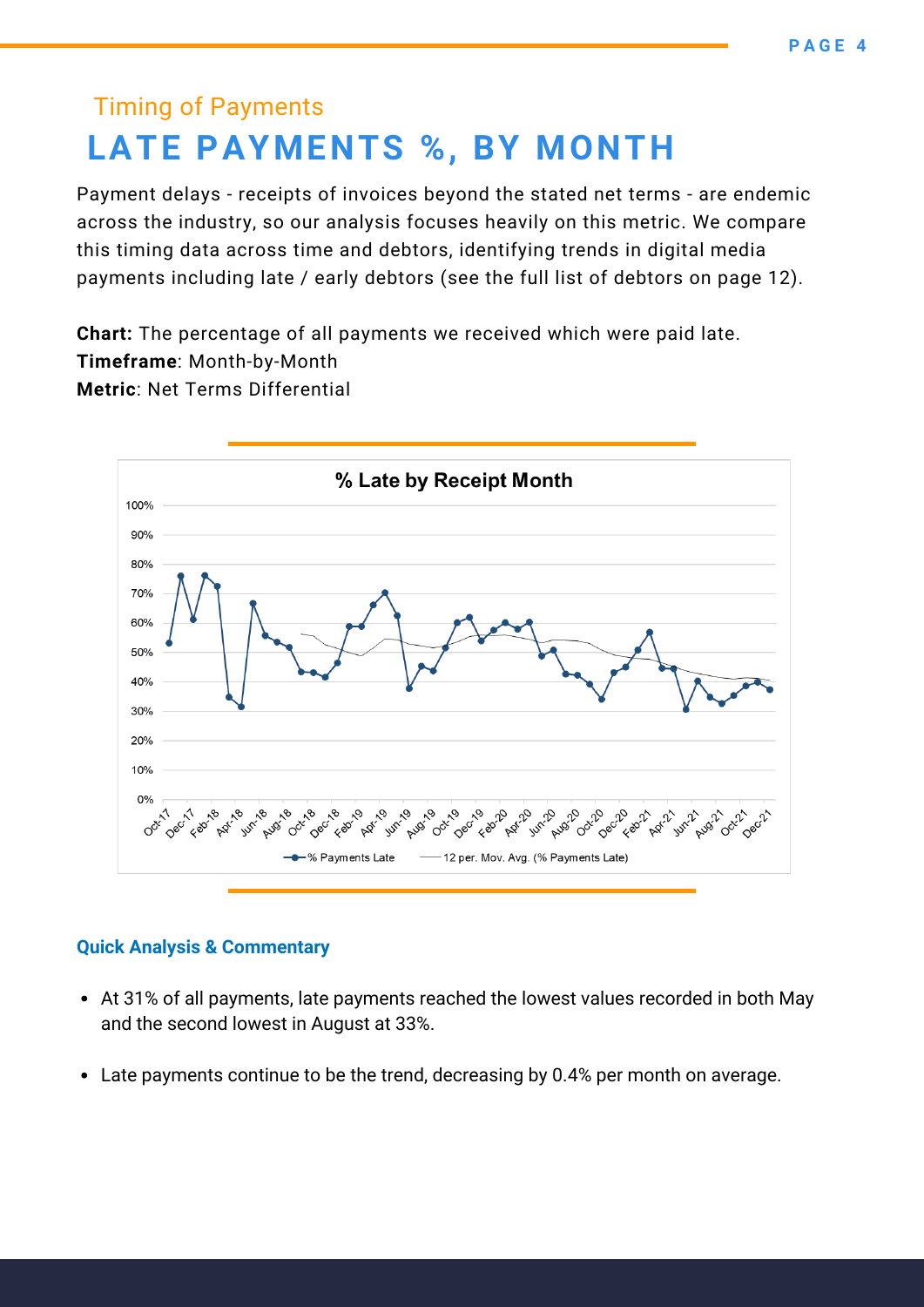Timing of Payments

# LATE PAYMENTS %, BY MONTH

Payment delays - receipts of invoices beyond the stated net terms - are endemic across the industry, so our analysis focuses heavily on this metric. We compare this timing data across time and debtors, identifying trends in digital media payments including late / early debtors (see the full list of debtors on page 12).

**Chart:** The percentage of all payments we received which were paid late.
**Timeframe**: Month-by-Month
**Metric**: Net Terms Differential

### Quick Analysis & Commentary

- At 31% of all payments, late payments reached the lowest values recorded in both May and the second lowest in August at 33%.
- Late payments continue to be the trend, decreasing by 0.4% per month on average.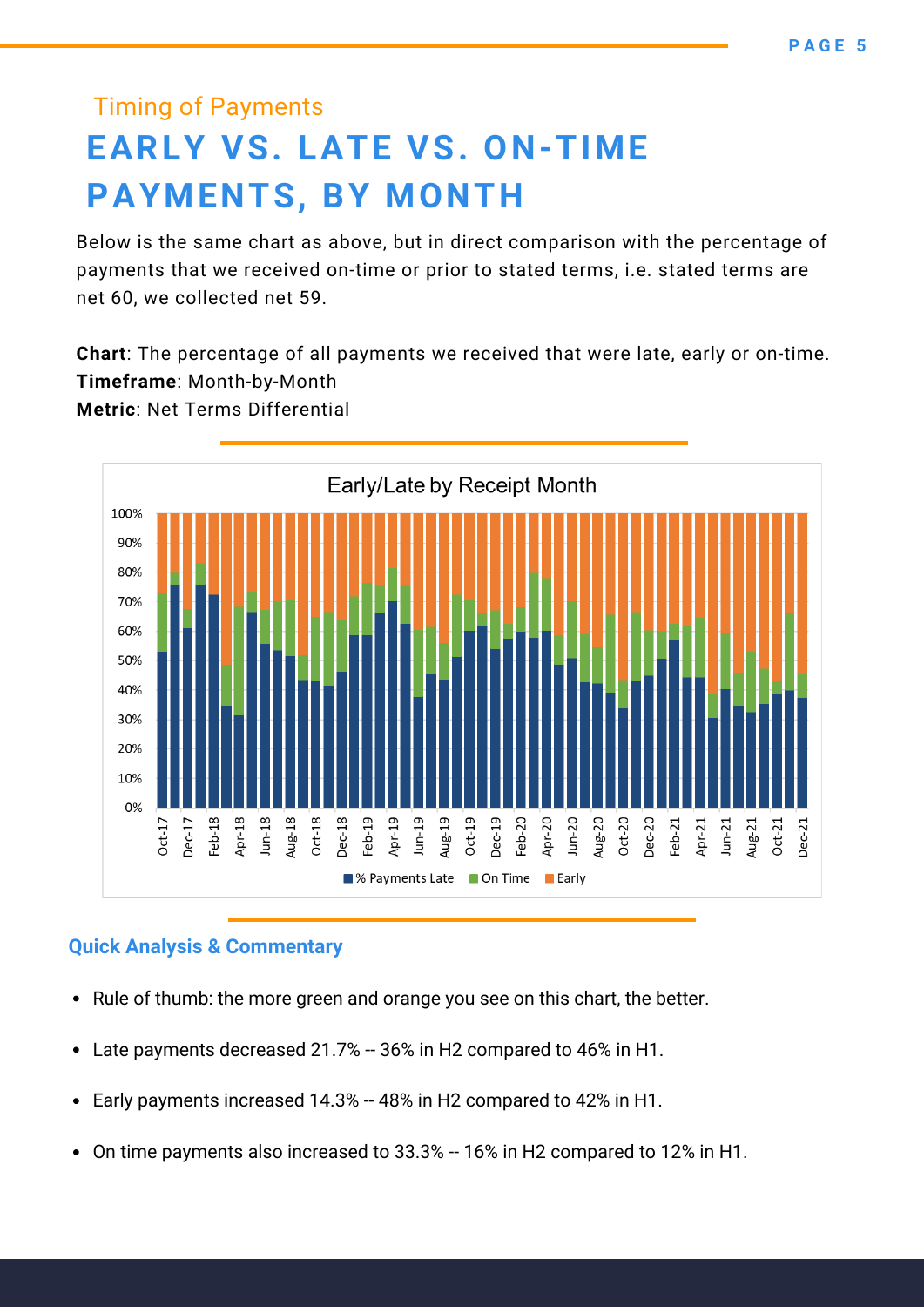Timing of Payments

# EARLY VS. LATE VS. ON-TIME PAYMENTS, BY MONTH

Below is the same chart as above, but in direct comparison with the percentage of payments that we received on-time or prior to stated terms, i.e. stated terms are net 60, we collected net 59.

**Chart**: The percentage of all payments we received that were late, early or on-time.
**Timeframe**: Month-by-Month
**Metric**: Net Terms Differential

### Quick Analysis & Commentary

- Rule of thumb: the more green and orange you see on this chart, the better.
- Late payments decreased 21.7% -- 36% in H2 compared to 46% in H1.
- Early payments increased 14.3% -- 48% in H2 compared to 42% in H1.
- On time payments also increased to 33.3% -- 16% in H2 compared to 12% in H1.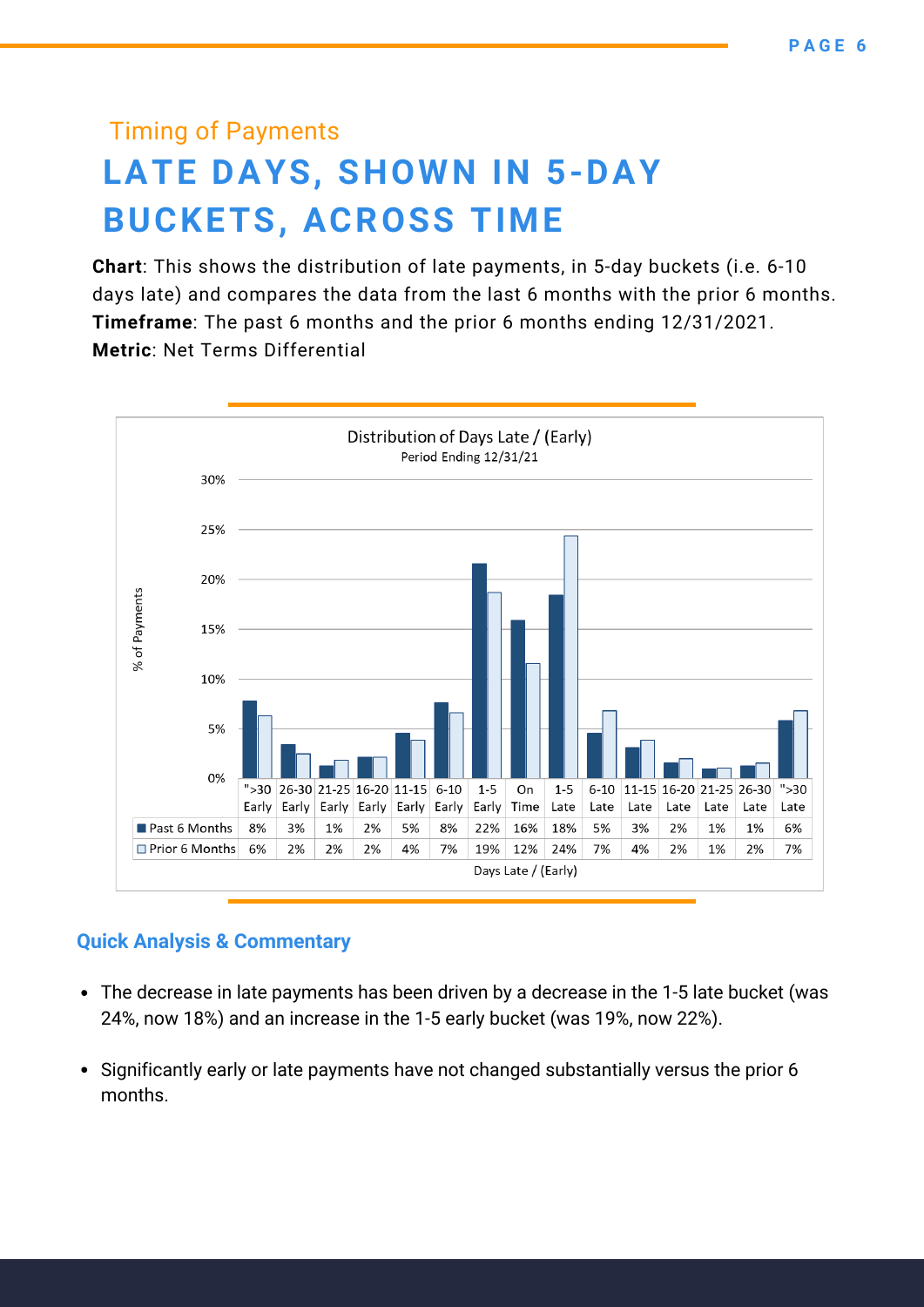Timing of Payments

# LATE DAYS, SHOWN IN 5-DAY BUCKETS, ACROSS TIME

**Chart**: This shows the distribution of late payments, in 5-day buckets (i.e. 6-10 days late) and compares the data from the last 6 months with the prior 6 months.
**Timeframe**: The past 6 months and the prior 6 months ending 12/31/2021.
**Metric**: Net Terms Differential

Distribution of Days Late / (Early)
Period Ending 12/31/21

| Days Late / (Early) | ">30 Early | 26-30 Early | 21-25 Early | 16-20 Early | 11-15 Early | 6-10 Early | 1-5 Early | On Time | 1-5 Late | 6-10 Late | 11-15 Late | 16-20 Late | 21-25 Late | 26-30 Late | ">30 Late |
|---|---|---|---|---|---|---|---|---|---|---|---|---|---|---|---|
| Past 6 Months | 8% | 3% | 1% | 2% | 5% | 8% | 22% | 16% | 18% | 5% | 3% | 2% | 1% | 1% | 6% |
| Prior 6 Months | 6% | 2% | 2% | 2% | 4% | 7% | 19% | 12% | 24% | 7% | 4% | 2% | 1% | 2% | 7% |

### Quick Analysis & Commentary

- The decrease in late payments has been driven by a decrease in the 1-5 late bucket (was 24%, now 18%) and an increase in the 1-5 early bucket (was 19%, now 22%).
- Significantly early or late payments have not changed substantially versus the prior 6 months.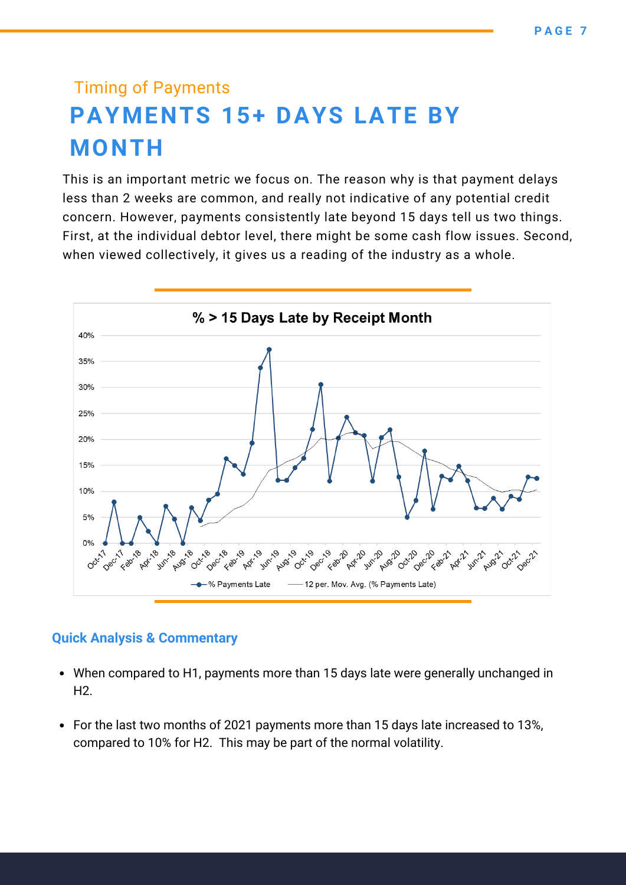Timing of Payments

# PAYMENTS 15+ DAYS LATE BY MONTH

This is an important metric we focus on. The reason why is that payment delays less than 2 weeks are common, and really not indicative of any potential credit concern. However, payments consistently late beyond 15 days tell us two things. First, at the individual debtor level, there might be some cash flow issues. Second, when viewed collectively, it gives us a reading of the industry as a whole.

### Quick Analysis & Commentary

- When compared to H1, payments more than 15 days late were generally unchanged in H2.
- For the last two months of 2021 payments more than 15 days late increased to 13%, compared to 10% for H2. This may be part of the normal volatility.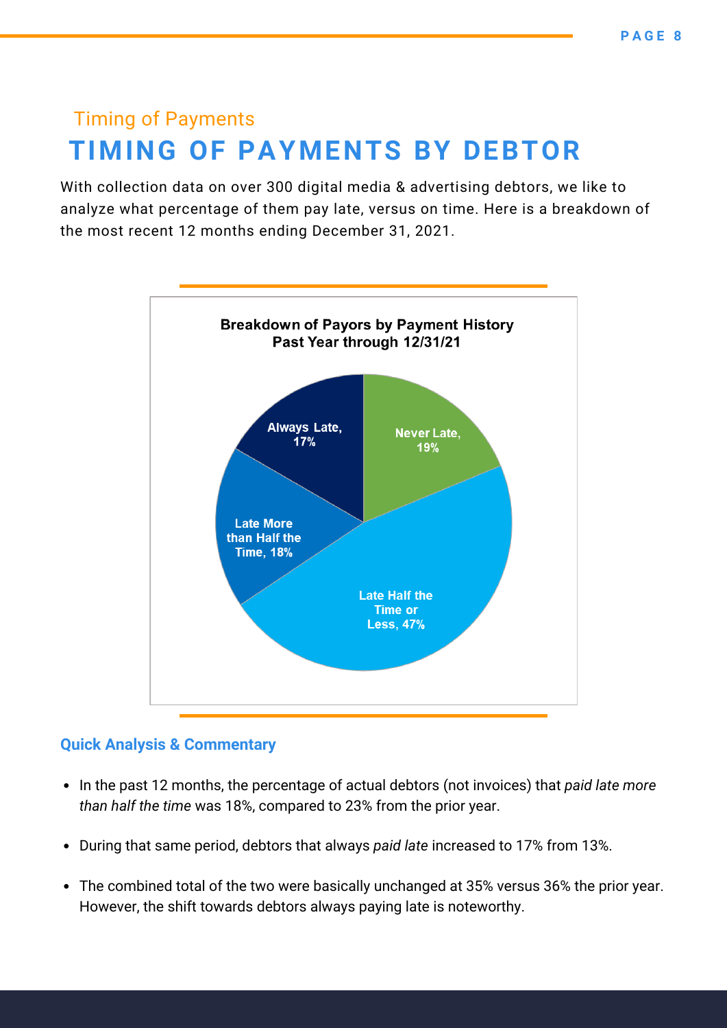Timing of Payments

# TIMING OF PAYMENTS BY DEBTOR

With collection data on over 300 digital media & advertising debtors, we like to analyze what percentage of them pay late, versus on time. Here is a breakdown of the most recent 12 months ending December 31, 2021.

**Breakdown of Payors by Payment History**
**Past Year through 12/31/21**

| Category | Percentage |
|---|---|
| Never Late | 19% |
| Late Half the Time or Less | 47% |
| Late More than Half the Time | 18% |
| Always Late | 17% |

### Quick Analysis & Commentary

- In the past 12 months, the percentage of actual debtors (not invoices) that *paid late more than half the time* was 18%, compared to 23% from the prior year.
- During that same period, debtors that always *paid late* increased to 17% from 13%.
- The combined total of the two were basically unchanged at 35% versus 36% the prior year. However, the shift towards debtors always paying late is noteworthy.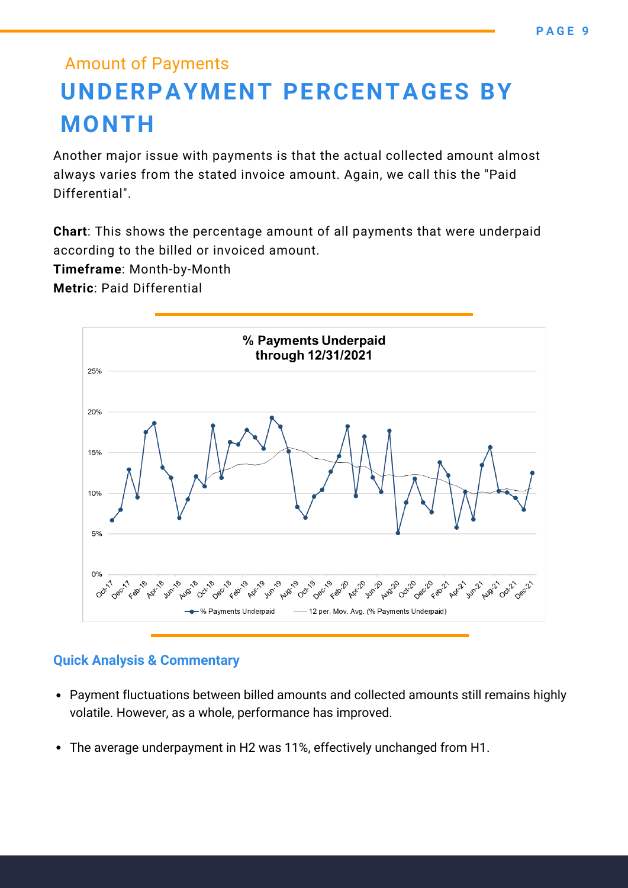Amount of Payments

# UNDERPAYMENT PERCENTAGES BY MONTH

Another major issue with payments is that the actual collected amount almost always varies from the stated invoice amount. Again, we call this the "Paid Differential".

**Chart**: This shows the percentage amount of all payments that were underpaid according to the billed or invoiced amount.
**Timeframe**: Month-by-Month
**Metric**: Paid Differential

### Quick Analysis & Commentary

- Payment fluctuations between billed amounts and collected amounts still remains highly volatile. However, as a whole, performance has improved.
- The average underpayment in H2 was 11%, effectively unchanged from H1.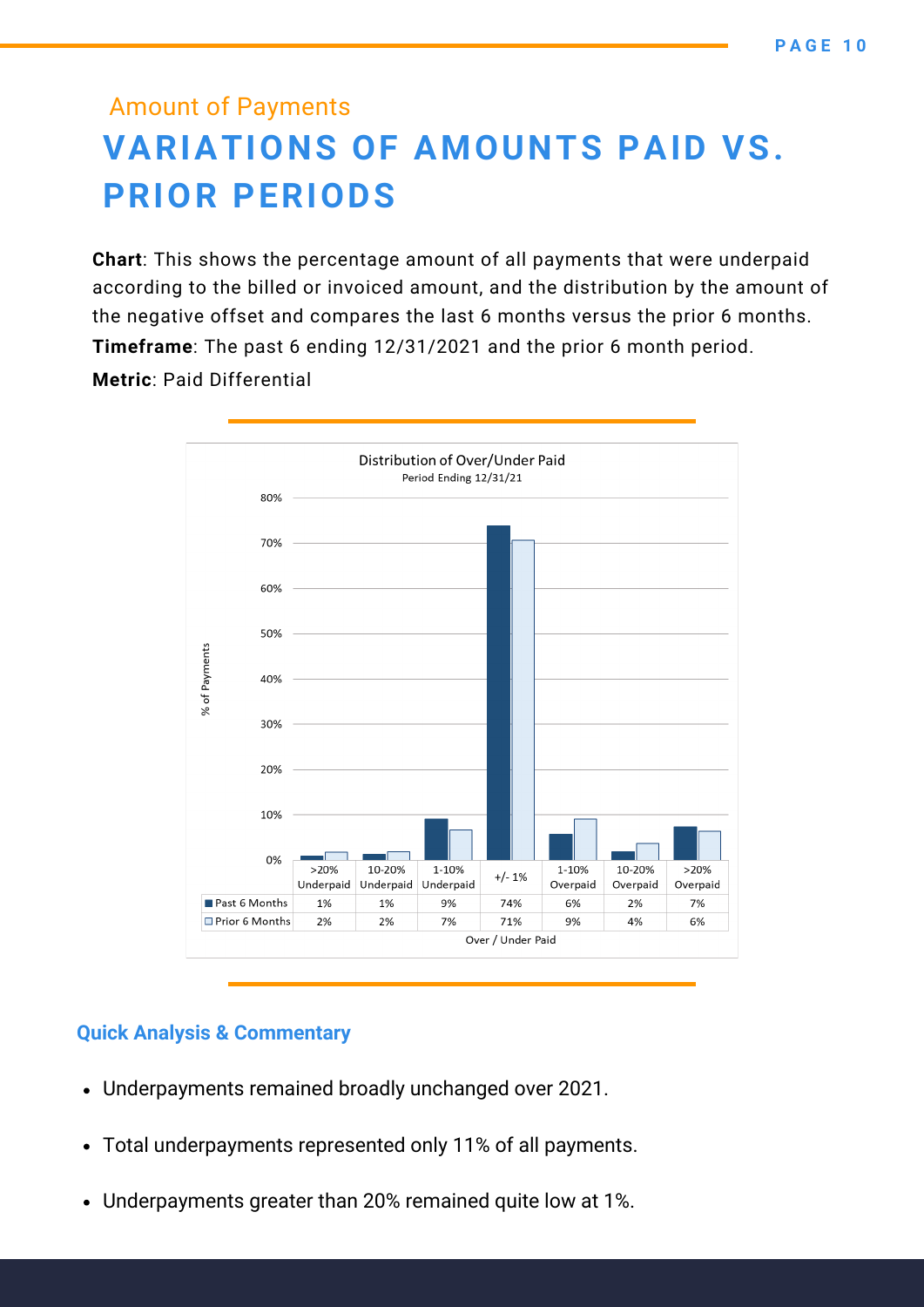Amount of Payments

# VARIATIONS OF AMOUNTS PAID VS. PRIOR PERIODS

**Chart**: This shows the percentage amount of all payments that were underpaid according to the billed or invoiced amount, and the distribution by the amount of the negative offset and compares the last 6 months versus the prior 6 months.

**Timeframe**: The past 6 ending 12/31/2021 and the prior 6 month period.

**Metric**: Paid Differential

Distribution of Over/Under Paid
Period Ending 12/31/21

| Over / Under Paid | >20% Underpaid | 10-20% Underpaid | 1-10% Underpaid | +/- 1% | 1-10% Overpaid | 10-20% Overpaid | >20% Overpaid |
|---|---|---|---|---|---|---|---|
| Past 6 Months | 1% | 1% | 9% | 74% | 6% | 2% | 7% |
| Prior 6 Months | 2% | 2% | 7% | 71% | 9% | 4% | 6% |

### Quick Analysis & Commentary

- Underpayments remained broadly unchanged over 2021.
- Total underpayments represented only 11% of all payments.
- Underpayments greater than 20% remained quite low at 1%.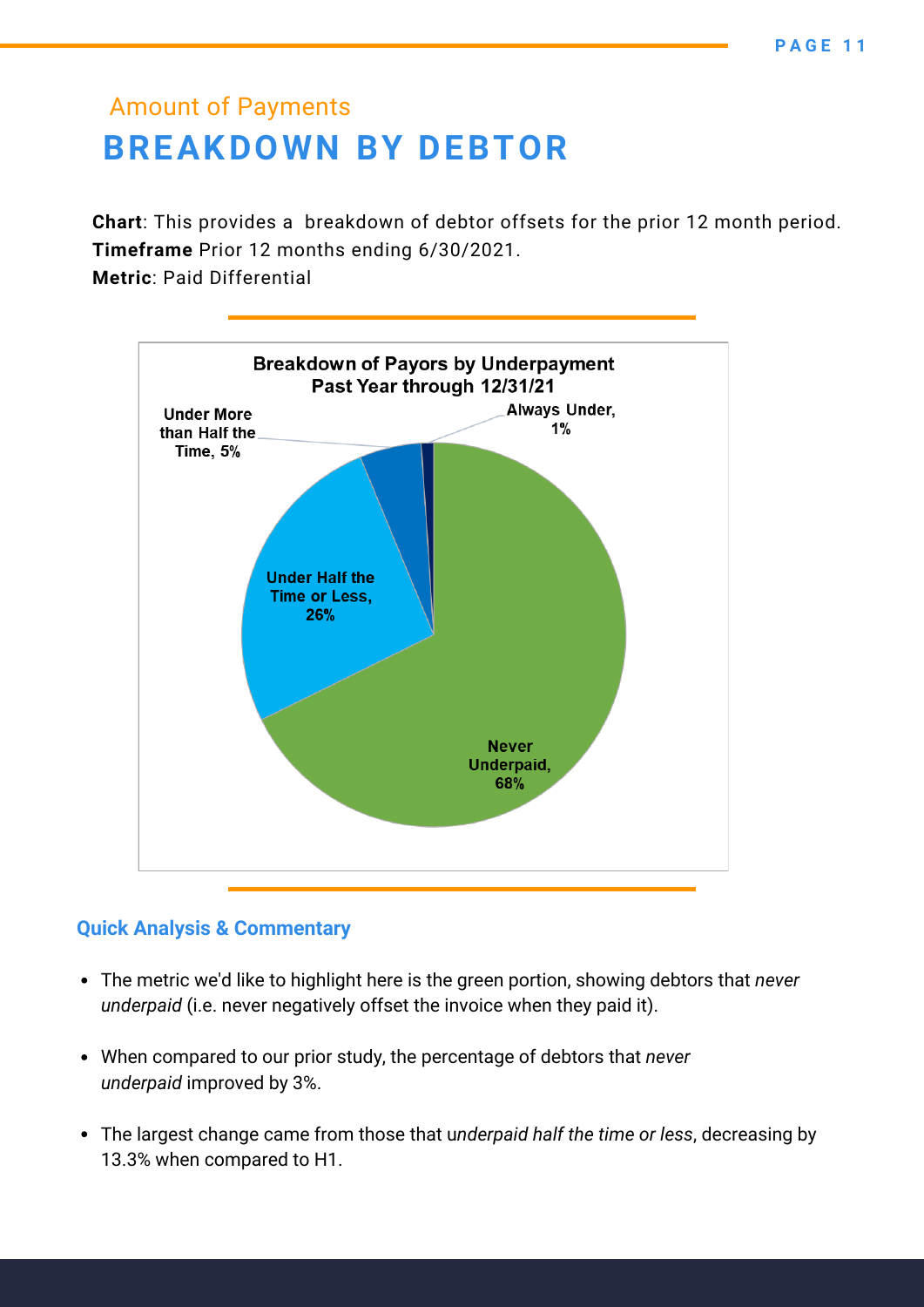## Amount of Payments

# BREAKDOWN BY DEBTOR

**Chart**: This provides a breakdown of debtor offsets for the prior 12 month period.
**Timeframe** Prior 12 months ending 6/30/2021.
**Metric**: Paid Differential

**Breakdown of Payors by Underpayment**
**Past Year through 12/31/21**

| Category | Percentage |
|---|---|
| Never Underpaid | 68% |
| Under Half the Time or Less | 26% |
| Under More than Half the Time | 5% |
| Always Under | 1% |

### Quick Analysis & Commentary

- The metric we'd like to highlight here is the green portion, showing debtors that *never underpaid* (i.e. never negatively offset the invoice when they paid it).
- When compared to our prior study, the percentage of debtors that *never underpaid* improved by 3%.
- The largest change came from those that u*nderpaid half the time or less*, decreasing by 13.3% when compared to H1.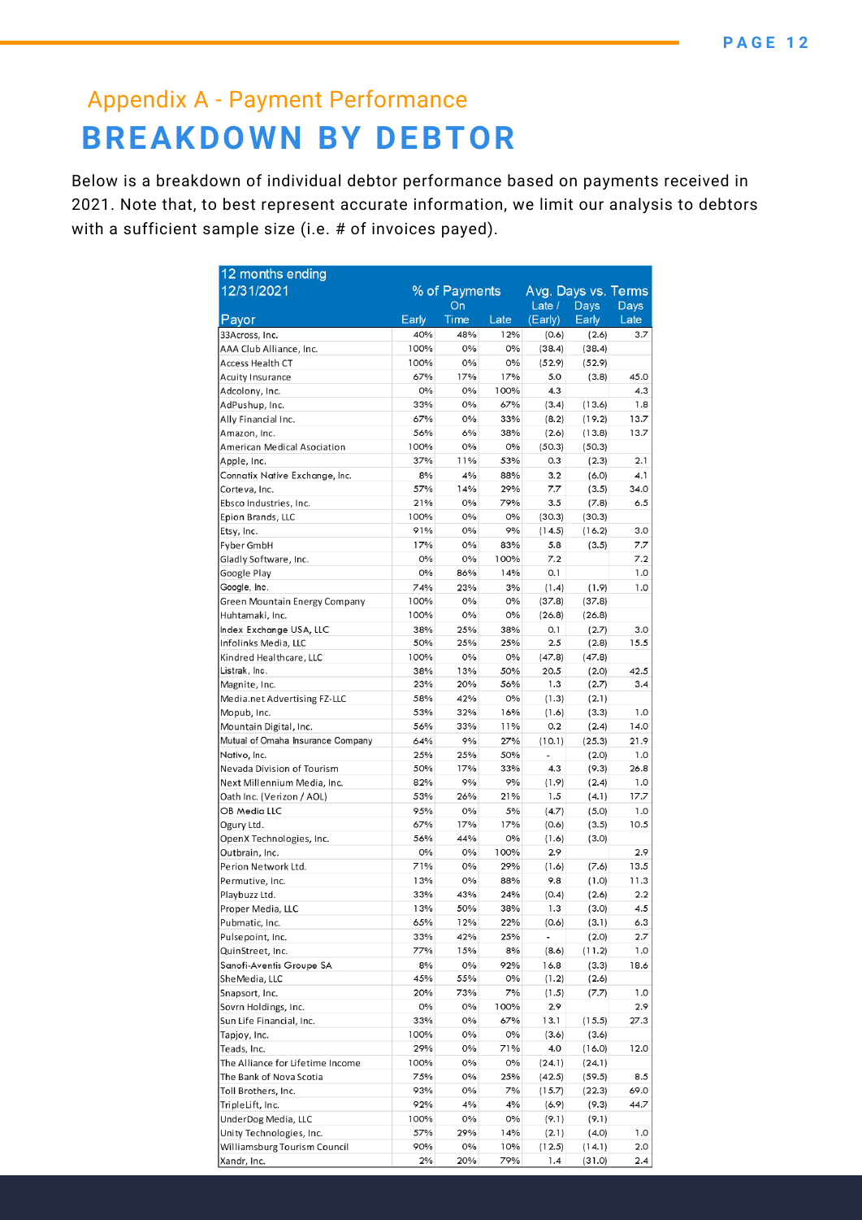## Appendix A - Payment Performance

# BREAKDOWN BY DEBTOR

Below is a breakdown of individual debtor performance based on payments received in 2021. Note that, to best represent accurate information, we limit our analysis to debtors with a sufficient sample size (i.e. # of invoices payed).

| 12 months ending 12/31/2021 | % of Payments | | | Avg. Days vs. Terms | | |
|---|---|---|---|---|---|---|
| Payor | Early | On Time | Late | Late / (Early) | Days Early | Days Late |
| 33Across, Inc. | 40% | 48% | 12% | (0.6) | (2.6) | 3.7 |
| AAA Club Alliance, Inc. | 100% | 0% | 0% | (38.4) | (38.4) | |
| Access Health CT | 100% | 0% | 0% | (52.9) | (52.9) | |
| Acuity Insurance | 67% | 17% | 17% | 5.0 | (3.8) | 45.0 |
| Adcolony, Inc. | 0% | 0% | 100% | 4.3 | | 4.3 |
| AdPushup, Inc. | 33% | 0% | 67% | (3.4) | (13.6) | 1.8 |
| Ally Financial Inc. | 67% | 0% | 33% | (8.2) | (19.2) | 13.7 |
| Amazon, Inc. | 56% | 6% | 38% | (2.6) | (13.8) | 13.7 |
| American Medical Asociation | 100% | 0% | 0% | (50.3) | (50.3) | |
| Apple, Inc. | 37% | 11% | 53% | 0.3 | (2.3) | 2.1 |
| Connatix Native Exchange, Inc. | 8% | 4% | 88% | 3.2 | (6.0) | 4.1 |
| Corteva, Inc. | 57% | 14% | 29% | 7.7 | (3.5) | 34.0 |
| Ebsco Industries, Inc. | 21% | 0% | 79% | 3.5 | (7.8) | 6.5 |
| Epion Brands, LLC | 100% | 0% | 0% | (30.3) | (30.3) | |
| Etsy, Inc. | 91% | 0% | 9% | (14.5) | (16.2) | 3.0 |
| Fyber GmbH | 17% | 0% | 83% | 5.8 | (3.5) | 7.7 |
| Gladly Software, Inc. | 0% | 0% | 100% | 7.2 | | 7.2 |
| Google Play | 0% | 86% | 14% | 0.1 | | 1.0 |
| Google, Inc. | 74% | 23% | 3% | (1.4) | (1.9) | 1.0 |
| Green Mountain Energy Company | 100% | 0% | 0% | (37.8) | (37.8) | |
| Huhtamaki, Inc. | 100% | 0% | 0% | (26.8) | (26.8) | |
| Index Exchange USA, LLC | 38% | 25% | 38% | 0.1 | (2.7) | 3.0 |
| Infolinks Media, LLC | 50% | 25% | 25% | 2.5 | (2.8) | 15.5 |
| Kindred Healthcare, LLC | 100% | 0% | 0% | (47.8) | (47.8) | |
| Listrak, Inc. | 38% | 13% | 50% | 20.5 | (2.0) | 42.5 |
| Magnite, Inc. | 23% | 20% | 56% | 1.3 | (2.7) | 3.4 |
| Media.net Advertising FZ-LLC | 58% | 42% | 0% | (1.3) | (2.1) | |
| Mopub, Inc. | 53% | 32% | 16% | (1.6) | (3.3) | 1.0 |
| Mountain Digital, Inc. | 56% | 33% | 11% | 0.2 | (2.4) | 14.0 |
| Mutual of Omaha Insurance Company | 64% | 9% | 27% | (10.1) | (25.3) | 21.9 |
| Nativo, Inc. | 25% | 25% | 50% | - | (2.0) | 1.0 |
| Nevada Division of Tourism | 50% | 17% | 33% | 4.3 | (9.3) | 26.8 |
| Next Millennium Media, Inc. | 82% | 9% | 9% | (1.9) | (2.4) | 1.0 |
| Oath Inc. (Verizon / AOL) | 53% | 26% | 21% | 1.5 | (4.1) | 17.7 |
| OB Media LLC | 95% | 0% | 5% | (4.7) | (5.0) | 1.0 |
| Ogury Ltd. | 67% | 17% | 17% | (0.6) | (3.5) | 10.5 |
| OpenX Technologies, Inc. | 56% | 44% | 0% | (1.6) | (3.0) | |
| Outbrain, Inc. | 0% | 0% | 100% | 2.9 | | 2.9 |
| Perion Network Ltd. | 71% | 0% | 29% | (1.6) | (7.6) | 13.5 |
| Permutive, Inc. | 13% | 0% | 88% | 9.8 | (1.0) | 11.3 |
| Playbuzz Ltd. | 33% | 43% | 24% | (0.4) | (2.6) | 2.2 |
| Proper Media, LLC | 13% | 50% | 38% | 1.3 | (3.0) | 4.5 |
| Pubmatic, Inc. | 65% | 12% | 22% | (0.6) | (3.1) | 6.3 |
| Pulsepoint, Inc. | 33% | 42% | 25% | - | (2.0) | 2.7 |
| QuinStreet, Inc. | 77% | 15% | 8% | (8.6) | (11.2) | 1.0 |
| Sanofi-Aventis Groupe SA | 8% | 0% | 92% | 16.8 | (3.3) | 18.6 |
| SheMedia, LLC | 45% | 55% | 0% | (1.2) | (2.6) | |
| Snapsort, Inc. | 20% | 73% | 7% | (1.5) | (7.7) | 1.0 |
| Sovrn Holdings, Inc. | 0% | 0% | 100% | 2.9 | | 2.9 |
| Sun Life Financial, Inc. | 33% | 0% | 67% | 13.1 | (15.5) | 27.3 |
| Tapjoy, Inc. | 100% | 0% | 0% | (3.6) | (3.6) | |
| Teads, Inc. | 29% | 0% | 71% | 4.0 | (16.0) | 12.0 |
| The Alliance for Lifetime Income | 100% | 0% | 0% | (24.1) | (24.1) | |
| The Bank of Nova Scotia | 75% | 0% | 25% | (42.5) | (59.5) | 8.5 |
| Toll Brothers, Inc. | 93% | 0% | 7% | (15.7) | (22.3) | 69.0 |
| TripleLift, Inc. | 92% | 4% | 4% | (6.9) | (9.3) | 44.7 |
| UnderDog Media, LLC | 100% | 0% | 0% | (9.1) | (9.1) | |
| Unity Technologies, Inc. | 57% | 29% | 14% | (2.1) | (4.0) | 1.0 |
| Williamsburg Tourism Council | 90% | 0% | 10% | (12.5) | (14.1) | 2.0 |
| Xandr, Inc. | 2% | 20% | 79% | 1.4 | (31.0) | 2.4 |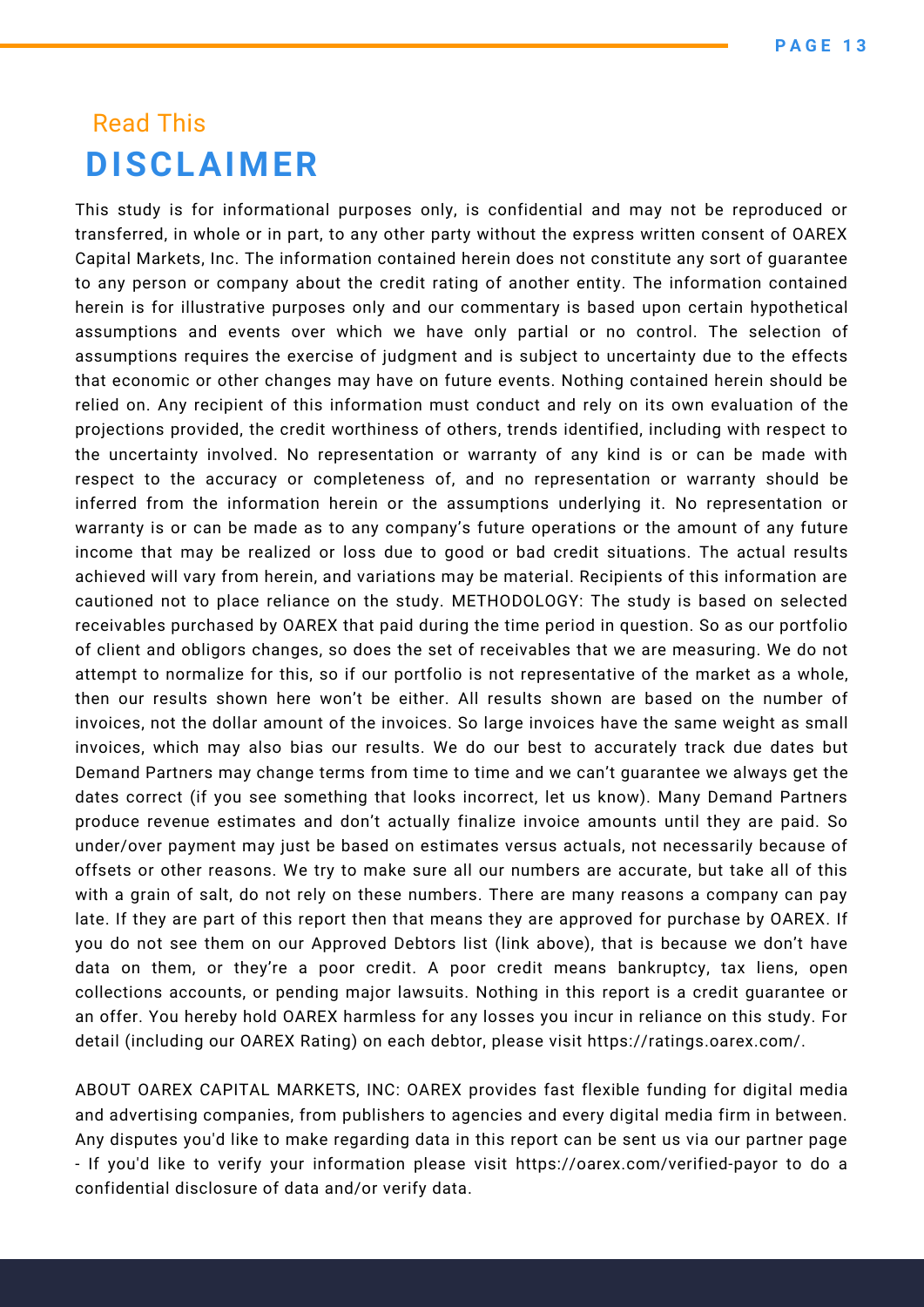Read This

# DISCLAIMER

This study is for informational purposes only, is confidential and may not be reproduced or transferred, in whole or in part, to any other party without the express written consent of OAREX Capital Markets, Inc. The information contained herein does not constitute any sort of guarantee to any person or company about the credit rating of another entity. The information contained herein is for illustrative purposes only and our commentary is based upon certain hypothetical assumptions and events over which we have only partial or no control. The selection of assumptions requires the exercise of judgment and is subject to uncertainty due to the effects that economic or other changes may have on future events. Nothing contained herein should be relied on. Any recipient of this information must conduct and rely on its own evaluation of the projections provided, the credit worthiness of others, trends identified, including with respect to the uncertainty involved. No representation or warranty of any kind is or can be made with respect to the accuracy or completeness of, and no representation or warranty should be inferred from the information herein or the assumptions underlying it. No representation or warranty is or can be made as to any company's future operations or the amount of any future income that may be realized or loss due to good or bad credit situations. The actual results achieved will vary from herein, and variations may be material. Recipients of this information are cautioned not to place reliance on the study. METHODOLOGY: The study is based on selected receivables purchased by OAREX that paid during the time period in question. So as our portfolio of client and obligors changes, so does the set of receivables that we are measuring. We do not attempt to normalize for this, so if our portfolio is not representative of the market as a whole, then our results shown here won't be either. All results shown are based on the number of invoices, not the dollar amount of the invoices. So large invoices have the same weight as small invoices, which may also bias our results. We do our best to accurately track due dates but Demand Partners may change terms from time to time and we can't guarantee we always get the dates correct (if you see something that looks incorrect, let us know). Many Demand Partners produce revenue estimates and don't actually finalize invoice amounts until they are paid. So under/over payment may just be based on estimates versus actuals, not necessarily because of offsets or other reasons. We try to make sure all our numbers are accurate, but take all of this with a grain of salt, do not rely on these numbers. There are many reasons a company can pay late. If they are part of this report then that means they are approved for purchase by OAREX. If you do not see them on our Approved Debtors list (link above), that is because we don't have data on them, or they're a poor credit. A poor credit means bankruptcy, tax liens, open collections accounts, or pending major lawsuits. Nothing in this report is a credit guarantee or an offer. You hereby hold OAREX harmless for any losses you incur in reliance on this study. For detail (including our OAREX Rating) on each debtor, please visit https://ratings.oarex.com/.

ABOUT OAREX CAPITAL MARKETS, INC: OAREX provides fast flexible funding for digital media and advertising companies, from publishers to agencies and every digital media firm in between. Any disputes you'd like to make regarding data in this report can be sent us via our partner page - If you'd like to verify your information please visit https://oarex.com/verified-payor to do a confidential disclosure of data and/or verify data.